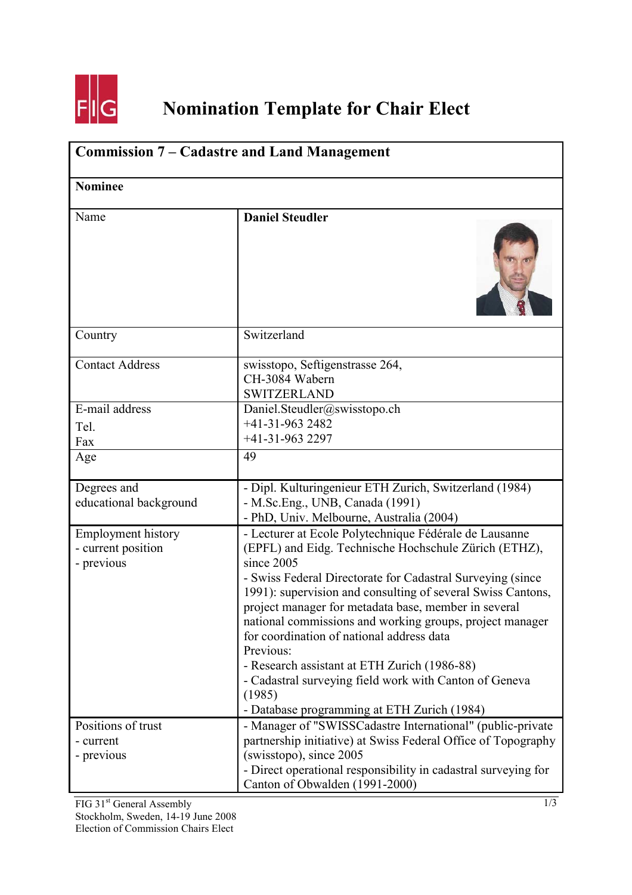# Nomination Template for Chair Elect

| **Commission 7 – Cadastre and Land Management** | |
|---|---|
| **Nominee** | |
| Name | **Daniel Steudler** |
| Country | Switzerland |
| Contact Address | swisstopo, Seftigenstrasse 264,<br>CH-3084 Wabern<br>SWITZERLAND |
| E-mail address<br>Tel.<br>Fax | Daniel.Steudler@swisstopo.ch<br>+41-31-963 2482<br>+41-31-963 2297 |
| Age | 49 |
| Degrees and educational background | - Dipl. Kulturingenieur ETH Zurich, Switzerland (1984)<br>- M.Sc.Eng., UNB, Canada (1991)<br>- PhD, Univ. Melbourne, Australia (2004) |
| Employment history<br>- current position<br>- previous | - Lecturer at Ecole Polytechnique Fédérale de Lausanne (EPFL) and Eidg. Technische Hochschule Zürich (ETHZ), since 2005<br>- Swiss Federal Directorate for Cadastral Surveying (since 1991): supervision and consulting of several Swiss Cantons, project manager for metadata base, member in several national commissions and working groups, project manager for coordination of national address data<br>Previous:<br>- Research assistant at ETH Zurich (1986-88)<br>- Cadastral surveying field work with Canton of Geneva (1985)<br>- Database programming at ETH Zurich (1984) |
| Positions of trust<br>- current<br>- previous | - Manager of "SWISSCadastre International" (public-private partnership initiative) at Swiss Federal Office of Topography (swisstopo), since 2005<br>- Direct operational responsibility in cadastral surveying for Canton of Obwalden (1991-2000) |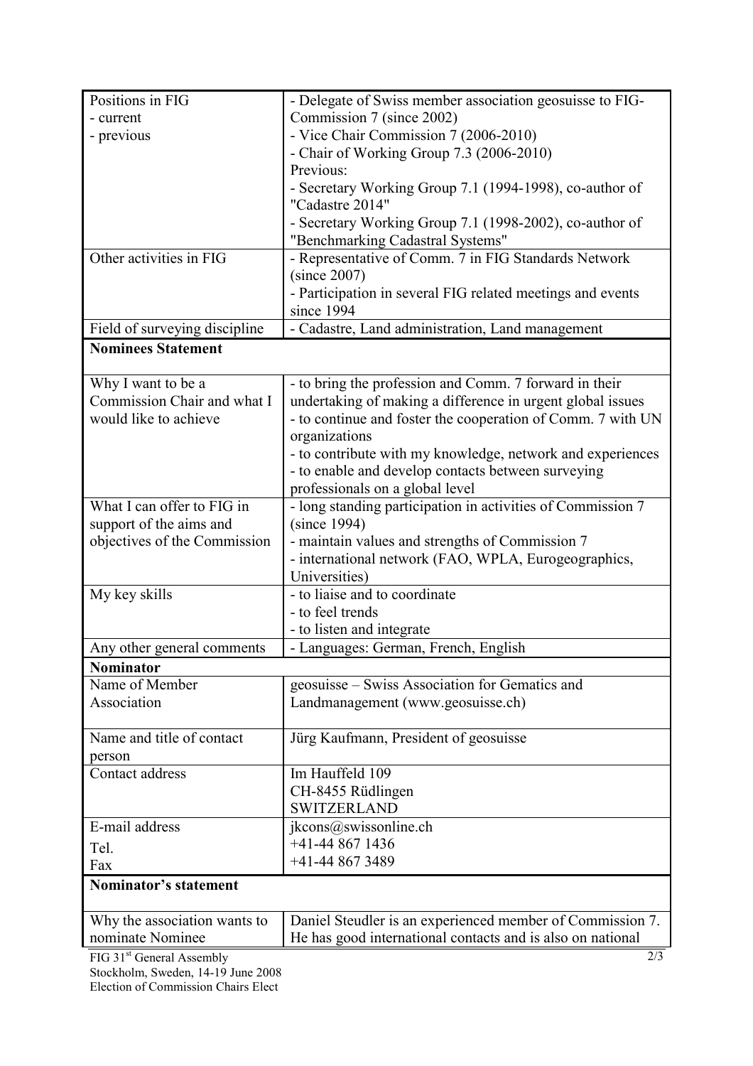| | |
|---|---|
| Positions in FIG<br>- current<br>- previous | - Delegate of Swiss member association geosuisse to FIG-Commission 7 (since 2002)<br>- Vice Chair Commission 7 (2006-2010)<br>- Chair of Working Group 7.3 (2006-2010)<br>Previous:<br>- Secretary Working Group 7.1 (1994-1998), co-author of "Cadastre 2014"<br>- Secretary Working Group 7.1 (1998-2002), co-author of "Benchmarking Cadastral Systems" |
| Other activities in FIG | - Representative of Comm. 7 in FIG Standards Network (since 2007)<br>- Participation in several FIG related meetings and events since 1994 |
| Field of surveying discipline | - Cadastre, Land administration, Land management |
| **Nominees Statement** | |
| Why I want to be a Commission Chair and what I would like to achieve | - to bring the profession and Comm. 7 forward in their undertaking of making a difference in urgent global issues<br>- to continue and foster the cooperation of Comm. 7 with UN organizations<br>- to contribute with my knowledge, network and experiences<br>- to enable and develop contacts between surveying professionals on a global level |
| What I can offer to FIG in support of the aims and objectives of the Commission | - long standing participation in activities of Commission 7 (since 1994)<br>- maintain values and strengths of Commission 7<br>- international network (FAO, WPLA, Eurogeographics, Universities) |
| My key skills | - to liaise and to coordinate<br>- to feel trends<br>- to listen and integrate |
| Any other general comments | - Languages: German, French, English |
| **Nominator** | |
| Name of Member Association | geosuisse – Swiss Association for Gematics and Landmanagement (www.geosuisse.ch) |
| Name and title of contact person | Jürg Kaufmann, President of geosuisse |
| Contact address | Im Hauffeld 109<br>CH-8455 Rüdlingen<br>SWITZERLAND |
| E-mail address<br>Tel.<br>Fax | jkcons@swissonline.ch<br>+41-44 867 1436<br>+41-44 867 3489 |
| **Nominator's statement** | |
| Why the association wants to nominate Nominee | Daniel Steudler is an experienced member of Commission 7. He has good international contacts and is also on national |

FIG 31st General Assembly
Stockholm, Sweden, 14-19 June 2008
Election of Commission Chairs Elect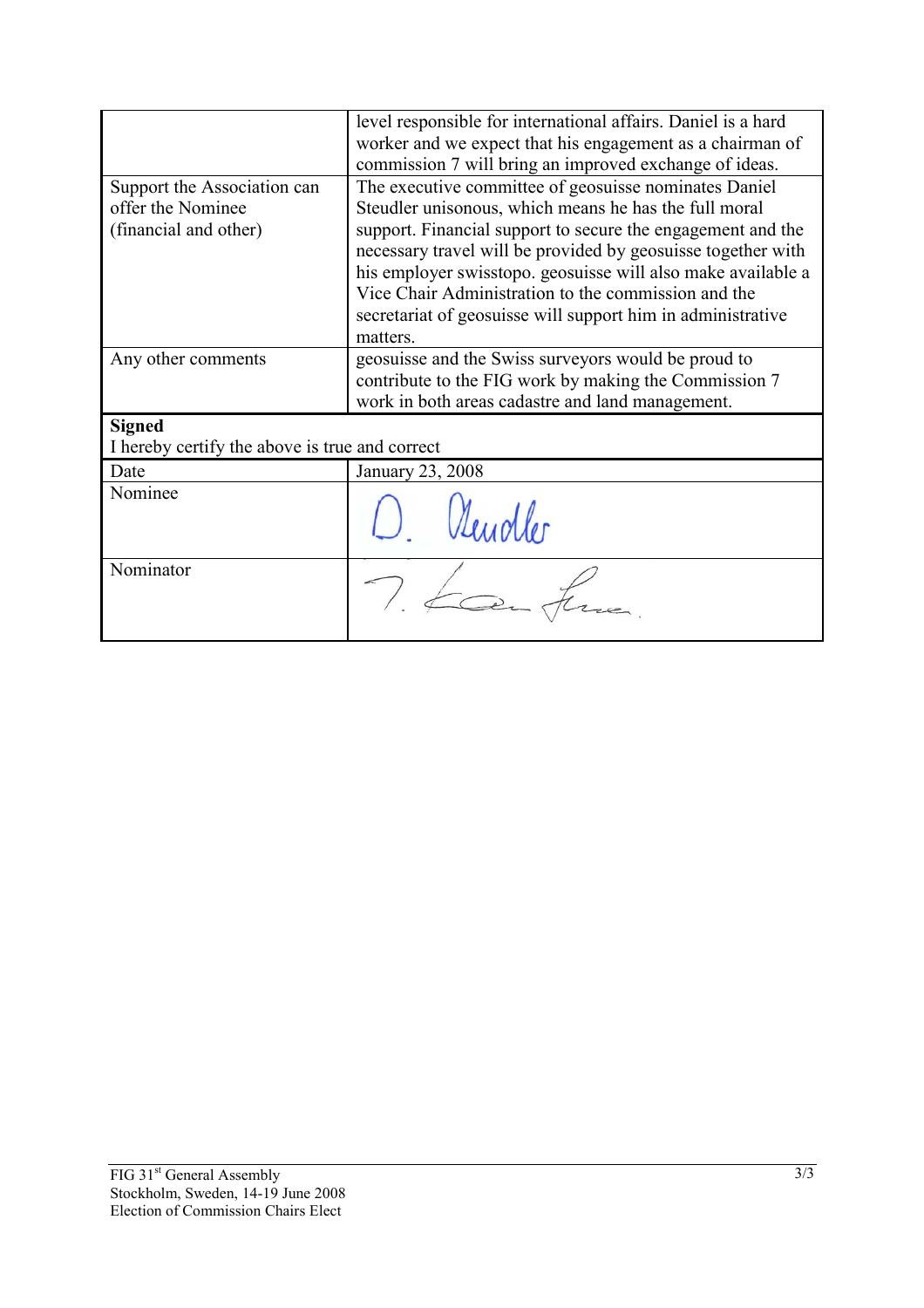| | |
|---|---|
| | level responsible for international affairs. Daniel is a hard worker and we expect that his engagement as a chairman of commission 7 will bring an improved exchange of ideas. |
| Support the Association can offer the Nominee (financial and other) | The executive committee of geosuisse nominates Daniel Steudler unisonous, which means he has the full moral support. Financial support to secure the engagement and the necessary travel will be provided by geosuisse together with his employer swisstopo. geosuisse will also make available a Vice Chair Administration to the commission and the secretariat of geosuisse will support him in administrative matters. |
| Any other comments | geosuisse and the Swiss surveyors would be proud to contribute to the FIG work by making the Commission 7 work in both areas cadastre and land management. |

**Signed**

I hereby certify the above is true and correct

| | |
|---|---|
| Date | January 23, 2008 |
| Nominee | D. Steudler |
| Nominator | [signature] |